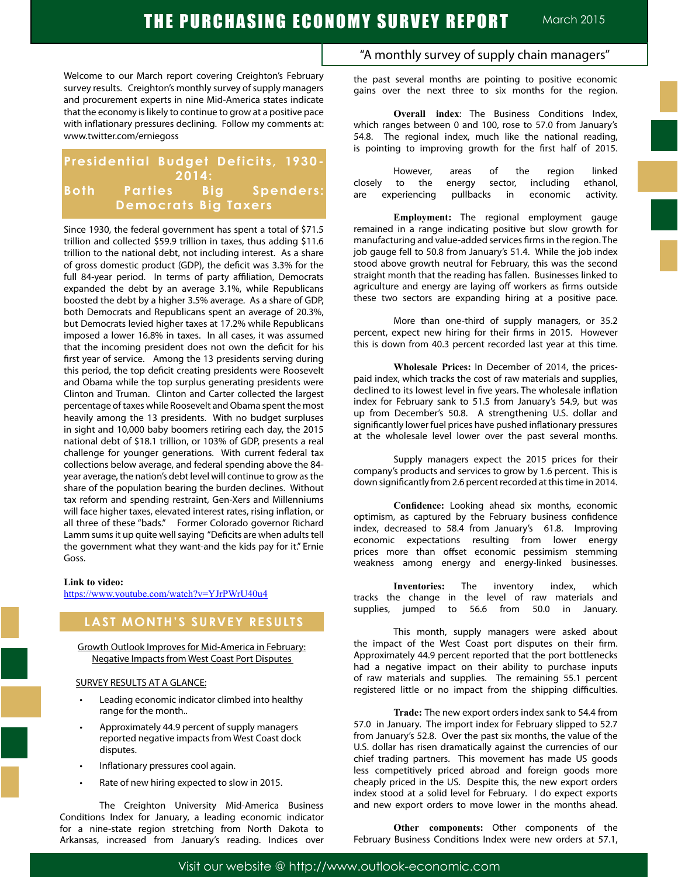# THE PURCHASING ECONOMY SURVEY REPORT

March 2015

"A monthly survey of supply chain managers"

Welcome to our March report covering Creighton's February survey results. Creighton's monthly survey of supply managers and procurement experts in nine Mid-America states indicate that the economy is likely to continue to grow at a positive pace with inflationary pressures declining. Follow my comments at: www.twitter.com/erniegoss

## Presidential Budget Deficits, 1930-2014: Both Parties Big Spenders: Democrats Big Taxers

Since 1930, the federal government has spent a total of $71.5 trillion and collected $59.9 trillion in taxes, thus adding $11.6 trillion to the national debt, not including interest. As a share of gross domestic product (GDP), the deficit was 3.3% for the full 84-year period. In terms of party affiliation, Democrats expanded the debt by an average 3.1%, while Republicans boosted the debt by a higher 3.5% average. As a share of GDP, both Democrats and Republicans spent an average of 20.3%, but Democrats levied higher taxes at 17.2% while Republicans imposed a lower 16.8% in taxes. In all cases, it was assumed that the incoming president does not own the deficit for his first year of service. Among the 13 presidents serving during this period, the top deficit creating presidents were Roosevelt and Obama while the top surplus generating presidents were Clinton and Truman. Clinton and Carter collected the largest percentage of taxes while Roosevelt and Obama spent the most heavily among the 13 presidents. With no budget surpluses in sight and 10,000 baby boomers retiring each day, the 2015 national debt of $18.1 trillion, or 103% of GDP, presents a real challenge for younger generations. With current federal tax collections below average, and federal spending above the 84-year average, the nation's debt level will continue to grow as the share of the population bearing the burden declines. Without tax reform and spending restraint, Gen-Xers and Millenniums will face higher taxes, elevated interest rates, rising inflation, or all three of these "bads." Former Colorado governor Richard Lamm sums it up quite well saying "Deficits are when adults tell the government what they want-and the kids pay for it." Ernie Goss.

**Link to video:**
https://www.youtube.com/watch?v=YJrPWrU40u4

## LAST MONTH'S SURVEY RESULTS

Growth Outlook Improves for Mid-America in February: Negative Impacts from West Coast Port Disputes

SURVEY RESULTS AT A GLANCE:

- Leading economic indicator climbed into healthy range for the month..
- Approximately 44.9 percent of supply managers reported negative impacts from West Coast dock disputes.
- Inflationary pressures cool again.
- Rate of new hiring expected to slow in 2015.

The Creighton University Mid-America Business Conditions Index for January, a leading economic indicator for a nine-state region stretching from North Dakota to Arkansas, increased from January's reading. Indices over the past several months are pointing to positive economic gains over the next three to six months for the region.

**Overall index**: The Business Conditions Index, which ranges between 0 and 100, rose to 57.0 from January's 54.8. The regional index, much like the national reading, is pointing to improving growth for the first half of 2015.

However, areas of the region linked closely to the energy sector, including ethanol, are experiencing pullbacks in economic activity.

**Employment:** The regional employment gauge remained in a range indicating positive but slow growth for manufacturing and value-added services firms in the region. The job gauge fell to 50.8 from January's 51.4. While the job index stood above growth neutral for February, this was the second straight month that the reading has fallen. Businesses linked to agriculture and energy are laying off workers as firms outside these two sectors are expanding hiring at a positive pace.

More than one-third of supply managers, or 35.2 percent, expect new hiring for their firms in 2015. However this is down from 40.3 percent recorded last year at this time.

**Wholesale Prices:** In December of 2014, the prices-paid index, which tracks the cost of raw materials and supplies, declined to its lowest level in five years. The wholesale inflation index for February sank to 51.5 from January's 54.9, but was up from December's 50.8. A strengthening U.S. dollar and significantly lower fuel prices have pushed inflationary pressures at the wholesale level lower over the past several months.

Supply managers expect the 2015 prices for their company's products and services to grow by 1.6 percent. This is down significantly from 2.6 percent recorded at this time in 2014.

**Confidence:** Looking ahead six months, economic optimism, as captured by the February business confidence index, decreased to 58.4 from January's 61.8. Improving economic expectations resulting from lower energy prices more than offset economic pessimism stemming weakness among energy and energy-linked businesses.

**Inventories:** The inventory index, which tracks the change in the level of raw materials and supplies, jumped to 56.6 from 50.0 in January.

This month, supply managers were asked about the impact of the West Coast port disputes on their firm. Approximately 44.9 percent reported that the port bottlenecks had a negative impact on their ability to purchase inputs of raw materials and supplies. The remaining 55.1 percent registered little or no impact from the shipping difficulties.

**Trade:** The new export orders index sank to 54.4 from 57.0 in January. The import index for February slipped to 52.7 from January's 52.8. Over the past six months, the value of the U.S. dollar has risen dramatically against the currencies of our chief trading partners. This movement has made US goods less competitively priced abroad and foreign goods more cheaply priced in the US. Despite this, the new export orders index stood at a solid level for February. I do expect exports and new export orders to move lower in the months ahead.

**Other components:** Other components of the February Business Conditions Index were new orders at 57.1,

Visit our website @ http://www.outlook-economic.com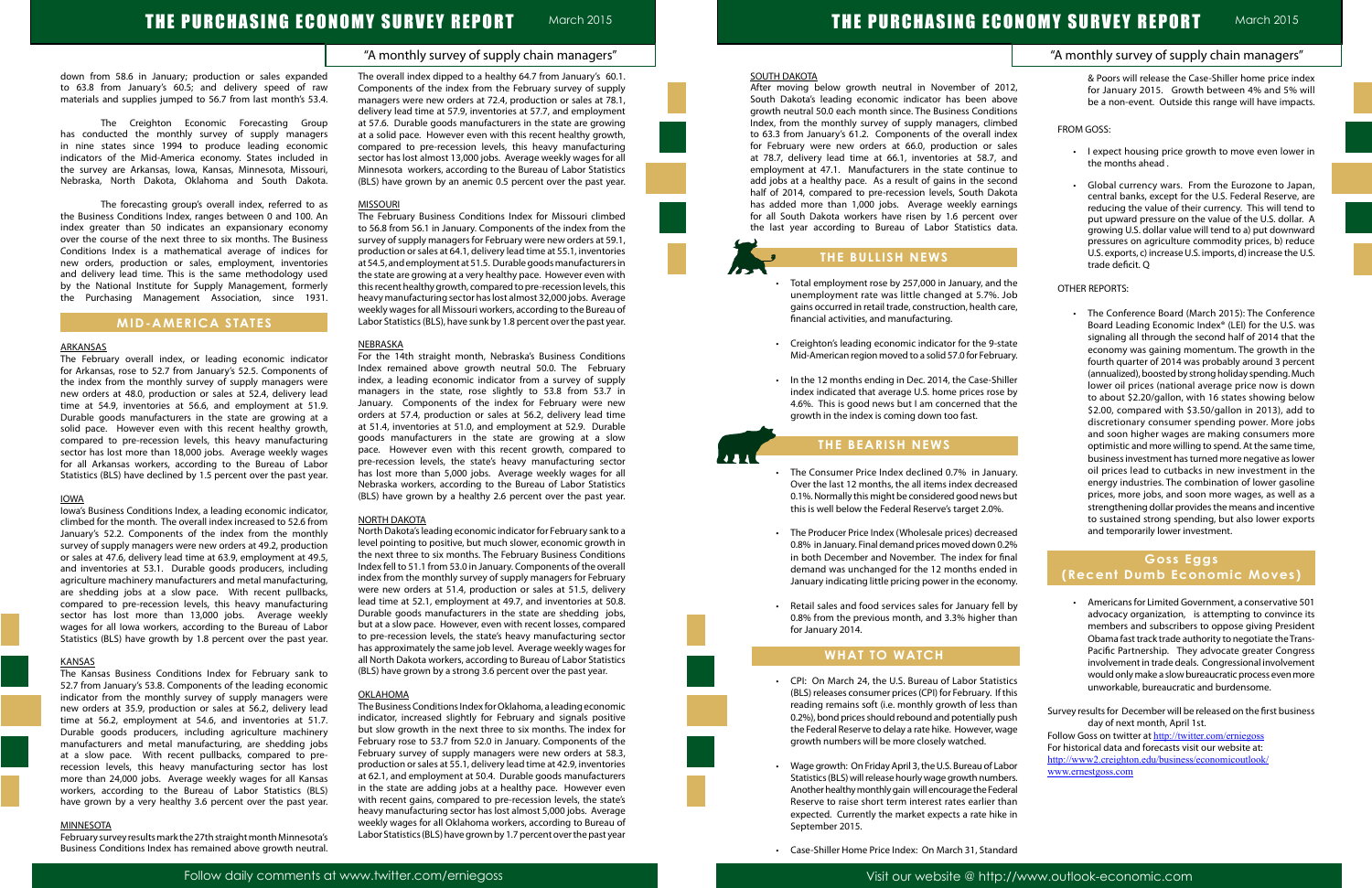down from 58.6 in January; production or sales expanded to 63.8 from January's 60.5; and delivery speed of raw materials and supplies jumped to 56.7 from last month's 53.4.

The Creighton Economic Forecasting Group has conducted the monthly survey of supply managers in nine states since 1994 to produce leading economic indicators of the Mid-America economy. States included in the survey are Arkansas, Iowa, Kansas, Minnesota, Missouri, Nebraska, North Dakota, Oklahoma and South Dakota.

The forecasting group's overall index, referred to as the Business Conditions Index, ranges between 0 and 100. An index greater than 50 indicates an expansionary economy over the course of the next three to six months. The Business Conditions Index is a mathematical average of indices for new orders, production or sales, employment, inventories and delivery lead time. This is the same methodology used by the National Institute for Supply Management, formerly the Purchasing Management Association, since 1931.

## MID-AMERICA STATES

### ARKANSAS

The February overall index, or leading economic indicator for Arkansas, rose to 52.7 from January's 52.5. Components of the index from the monthly survey of supply managers were new orders at 48.0, production or sales at 52.4, delivery lead time at 54.9, inventories at 56.6, and employment at 51.9. Durable goods manufacturers in the state are growing at a solid pace. However even with this recent healthy growth, compared to pre-recession levels, this heavy manufacturing sector has lost more than 18,000 jobs. Average weekly wages for all Arkansas workers, according to the Bureau of Labor Statistics (BLS) have declined by 1.5 percent over the past year.

### IOWA

Iowa's Business Conditions Index, a leading economic indicator, climbed for the month. The overall index increased to 52.6 from January's 52.2. Components of the index from the monthly survey of supply managers were new orders at 49.2, production or sales at 47.6, delivery lead time at 63.9, employment at 49.5, and inventories at 53.1. Durable goods producers, including agriculture machinery manufacturers and metal manufacturing, are shedding jobs at a slow pace. With recent pullbacks, compared to pre-recession levels, this heavy manufacturing sector has lost more than 13,000 jobs. Average weekly wages for all Iowa workers, according to the Bureau of Labor Statistics (BLS) have growth by 1.8 percent over the past year.

### KANSAS

The Kansas Business Conditions Index for February sank to 52.7 from January's 53.8. Components of the leading economic indicator from the monthly survey of supply managers were new orders at 35.9, production or sales at 56.2, delivery lead time at 56.2, employment at 54.6, and inventories at 51.7. Durable goods producers, including agriculture machinery manufacturers and metal manufacturing, are shedding jobs at a slow pace. With recent pullbacks, compared to pre-recession levels, this heavy manufacturing sector has lost more than 24,000 jobs. Average weekly wages for all Kansas workers, according to the Bureau of Labor Statistics (BLS) have grown by a very healthy 3.6 percent over the past year.

### MINNESOTA

February survey results mark the 27th straight month Minnesota's Business Conditions Index has remained above growth neutral. The overall index dipped to a healthy 64.7 from January's 60.1. Components of the index from the February survey of supply managers were new orders at 72.4, production or sales at 78.1, delivery lead time at 57.9, inventories at 57.7, and employment at 57.6. Durable goods manufacturers in the state are growing at a solid pace. However even with this recent healthy growth, compared to pre-recession levels, this heavy manufacturing sector has lost almost 13,000 jobs. Average weekly wages for all Minnesota workers, according to the Bureau of Labor Statistics (BLS) have grown by an anemic 0.5 percent over the past year.

### MISSOURI

The February Business Conditions Index for Missouri climbed to 56.8 from 56.1 in January. Components of the index from the survey of supply managers for February were new orders at 59.1, production or sales at 64.1, delivery lead time at 55.1, inventories at 54.5, and employment at 51.5. Durable goods manufacturers in the state are growing at a very healthy pace. However even with this recent healthy growth, compared to pre-recession levels, this heavy manufacturing sector has lost almost 32,000 jobs. Average weekly wages for all Missouri workers, according to the Bureau of Labor Statistics (BLS), have sunk by 1.8 percent over the past year.

### NEBRASKA

For the 14th straight month, Nebraska's Business Conditions Index remained above growth neutral 50.0. The February index, a leading economic indicator from a survey of supply managers in the state, rose slightly to 53.8 from 53.7 in January. Components of the index for February were new orders at 57.4, production or sales at 56.2, delivery lead time at 51.4, inventories at 51.0, and employment at 52.9. Durable goods manufacturers in the state are growing at a slow pace. However even with this recent growth, compared to pre-recession levels, the state's heavy manufacturing sector has lost about 5,000 jobs. Average weekly wages for all Nebraska workers, according to the Bureau of Labor Statistics (BLS) have grown by a healthy 2.6 percent over the past year.

### NORTH DAKOTA

North Dakota's leading economic indicator for February sank to a level pointing to positive, but much slower, economic growth in the next three to six months. The February Business Conditions Index fell to 51.1 from 53.0 in January. Components of the overall index from the monthly survey of supply managers for February were new orders at 51.4, production or sales at 51.5, delivery lead time at 52.1, employment at 49.7, and inventories at 50.8. Durable goods manufacturers in the state are adding jobs, but at a slow pace. However, even with recent losses, compared to pre-recession levels, the state's heavy manufacturing sector has approximately the same job level. Average weekly wages for all North Dakota workers, according to Bureau of Labor Statistics (BLS) have grown by a strong 3.6 percent over the past year.

### OKLAHOMA

The Business Conditions Index for Oklahoma, a leading economic indicator, increased slightly for February and signals positive but slow growth in the next three to six months. The index for February rose to 53.7 from 52.0 in January. Components of the February survey of supply managers were new orders at 58.3, production or sales at 55.1, delivery lead time at 42.9, inventories at 62.1, and employment at 50.4. Durable goods manufacturers in the state are adding jobs at a healthy pace. However even with recent gains, compared to pre-recession levels, the state's heavy manufacturing sector has lost almost 5,000 jobs. Average weekly wages for all Oklahoma workers, according to Bureau of Labor Statistics (BLS) have grown by 1.7 percent over the past year

### SOUTH DAKOTA

After moving below growth neutral in November of 2012, South Dakota's leading economic indicator has been above growth neutral 50.0 each month since. The Business Conditions Index, from the monthly survey of supply managers, climbed to 63.3 from January's 61.2. Components of the overall index for February were new orders at 66.0, production or sales at 78.7, delivery lead time at 66.1, inventories at 58.7, and employment at 47.1. Manufacturers in the state continue to add jobs at a healthy pace. As a result of gains in the second half of 2014, compared to pre-recession levels, South Dakota has added more than 1,000 jobs. Average weekly earnings for all South Dakota workers have risen by 1.6 percent over the last year according to Bureau of Labor Statistics data.

## THE BULLISH NEWS

- Total employment rose by 257,000 in January, and the unemployment rate was little changed at 5.7%. Job gains occurred in retail trade, construction, health care, financial activities, and manufacturing.
- Creighton's leading economic indicator for the 9-state Mid-American region moved to a solid 57.0 for February.
- In the 12 months ending in Dec. 2014, the Case-Shiller index indicated that average U.S. home prices rose by 4.6%. This is good news but I am concerned that the growth in the index is coming down too fast.

## THE BEARISH NEWS

- The Consumer Price Index declined 0.7% in January. Over the last 12 months, the all items index decreased 0.1%. Normally this might be considered good news but this is well below the Federal Reserve's target 2.0%.
- The Producer Price Index (Wholesale prices) decreased 0.8% in January. Final demand prices moved down 0.2% in both December and November. The index for final demand was unchanged for the 12 months ended in January indicating little pricing power in the economy.
- Retail sales and food services sales for January fell by 0.8% from the previous month, and 3.3% higher than for January 2014.

## WHAT TO WATCH

- CPI: On March 24, the U.S. Bureau of Labor Statistics (BLS) releases consumer prices (CPI) for February. If this reading remains soft (i.e. monthly growth of less than 0.2%), bond prices should rebound and potentially push the Federal Reserve to delay a rate hike. However, wage growth numbers will be more closely watched.
- Wage growth: On Friday April 3, the U.S. Bureau of Labor Statistics (BLS) will release hourly wage growth numbers. Another healthy monthly gain will encourage the Federal Reserve to raise short term interest rates earlier than expected. Currently the market expects a rate hike in September 2015.
- Case-Shiller Home Price Index: On March 31, Standard & Poors will release the Case-Shiller home price index for January 2015. Growth between 4% and 5% will be a non-event. Outside this range will have impacts.

FROM GOSS:

- I expect housing price growth to move even lower in the months ahead .
- Global currency wars. From the Eurozone to Japan, central banks, except for the U.S. Federal Reserve, are reducing the value of their currency. This will tend to put upward pressure on the value of the U.S. dollar. A growing U.S. dollar value will tend to a) put downward pressures on agriculture commodity prices, b) reduce U.S. exports, c) increase U.S. imports, d) increase the U.S. trade deficit. Q

OTHER REPORTS:

- The Conference Board (March 2015): The Conference Board Leading Economic Index® (LEI) for the U.S. was signaling all through the second half of 2014 that the economy was gaining momentum. The growth in the fourth quarter of 2014 was probably around 3 percent (annualized), boosted by strong holiday spending. Much lower oil prices (national average price now is down to about $2.20/gallon, with 16 states showing below $2.00, compared with $3.50/gallon in 2013), add to discretionary consumer spending power. More jobs and soon higher wages are making consumers more optimistic and more willing to spend. At the same time, business investment has turned more negative as lower oil prices lead to cutbacks in new investment in the energy industries. The combination of lower gasoline prices, more jobs, and soon more wages, as well as a strengthening dollar provides the means and incentive to sustained strong spending, but also lower exports and temporarily lower investment.

## Goss Eggs (Recent Dumb Economic Moves)

- Americans for Limited Government, a conservative 501 advocacy organization, is attempting to convince its members and subscribers to oppose giving President Obama fast track trade authority to negotiate the Trans-Pacific Partnership. They advocate greater Congress involvement in trade deals. Congressional involvement would only make a slow bureaucratic process even more unworkable, bureaucratic and burdensome.

Survey results for December will be released on the first business day of next month, April 1st.

Follow Goss on twitter at http://twitter.com/erniegoss
For historical data and forecasts visit our website at: http://www2.creighton.edu/business/economicoutlook/
www.ernestgoss.com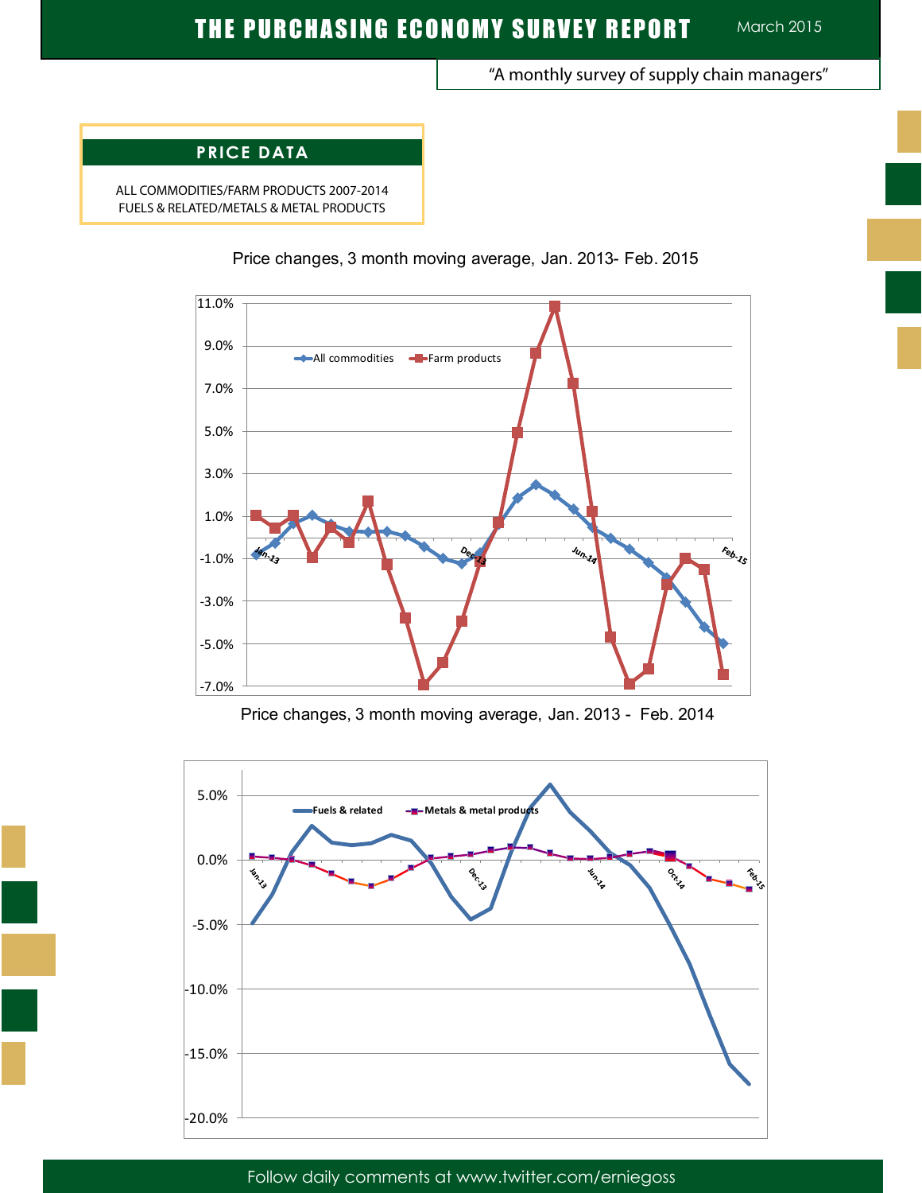# THE PURCHASING ECONOMY SURVEY REPORT

March 2015

"A monthly survey of supply chain managers"

## PRICE DATA

ALL COMMODITIES/FARM PRODUCTS 2007-2014
FUELS & RELATED/METALS & METAL PRODUCTS

Price changes, 3 month moving average, Jan. 2013- Feb. 2015

11.0%
9.0%
7.0%
5.0%
3.0%
1.0%
-1.0%
-3.0%
-5.0%
-7.0%

All commodities
Farm products

Jan-13
Dec-13
Jun-14
Feb-15

Price changes, 3 month moving average, Jan. 2013 - Feb. 2014

5.0%
0.0%
-5.0%
-10.0%
-15.0%
-20.0%

Fuels & related
Metals & metal products

Jan-13
Dec-13
Jun-14
Oct-14
Feb-15

Follow daily comments at www.twitter.com/erniegoss